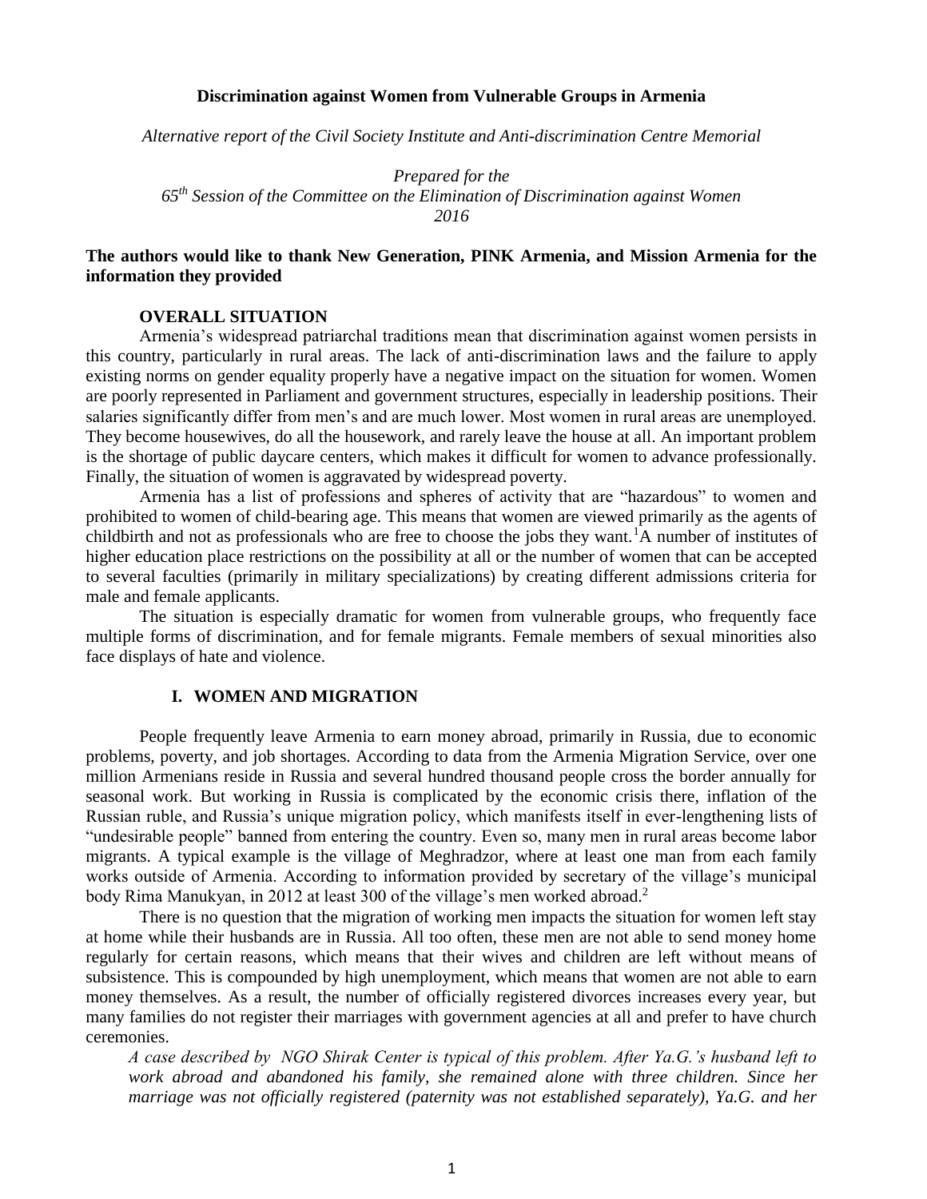**Discrimination against Women from Vulnerable Groups in Armenia**

*Alternative report of the Civil Society Institute and Anti-discrimination Centre Memorial*

*Prepared for the*
*65th Session of the Committee on the Elimination of Discrimination against Women*
*2016*

**The authors would like to thank New Generation, PINK Armenia, and Mission Armenia for the information they provided**

## OVERALL SITUATION

Armenia's widespread patriarchal traditions mean that discrimination against women persists in this country, particularly in rural areas. The lack of anti-discrimination laws and the failure to apply existing norms on gender equality properly have a negative impact on the situation for women. Women are poorly represented in Parliament and government structures, especially in leadership positions. Their salaries significantly differ from men's and are much lower. Most women in rural areas are unemployed. They become housewives, do all the housework, and rarely leave the house at all. An important problem is the shortage of public daycare centers, which makes it difficult for women to advance professionally. Finally, the situation of women is aggravated by widespread poverty.

Armenia has a list of professions and spheres of activity that are "hazardous" to women and prohibited to women of child-bearing age. This means that women are viewed primarily as the agents of childbirth and not as professionals who are free to choose the jobs they want.[1] A number of institutes of higher education place restrictions on the possibility at all or the number of women that can be accepted to several faculties (primarily in military specializations) by creating different admissions criteria for male and female applicants.

The situation is especially dramatic for women from vulnerable groups, who frequently face multiple forms of discrimination, and for female migrants. Female members of sexual minorities also face displays of hate and violence.

## I. WOMEN AND MIGRATION

People frequently leave Armenia to earn money abroad, primarily in Russia, due to economic problems, poverty, and job shortages. According to data from the Armenia Migration Service, over one million Armenians reside in Russia and several hundred thousand people cross the border annually for seasonal work. But working in Russia is complicated by the economic crisis there, inflation of the Russian ruble, and Russia's unique migration policy, which manifests itself in ever-lengthening lists of "undesirable people" banned from entering the country. Even so, many men in rural areas become labor migrants. A typical example is the village of Meghradzor, where at least one man from each family works outside of Armenia. According to information provided by secretary of the village's municipal body Rima Manukyan, in 2012 at least 300 of the village's men worked abroad.[2]

There is no question that the migration of working men impacts the situation for women left stay at home while their husbands are in Russia. All too often, these men are not able to send money home regularly for certain reasons, which means that their wives and children are left without means of subsistence. This is compounded by high unemployment, which means that women are not able to earn money themselves. As a result, the number of officially registered divorces increases every year, but many families do not register their marriages with government agencies at all and prefer to have church ceremonies.

*A case described by NGO Shirak Center is typical of this problem. After Ya.G.'s husband left to work abroad and abandoned his family, she remained alone with three children. Since her marriage was not officially registered (paternity was not established separately), Ya.G. and her*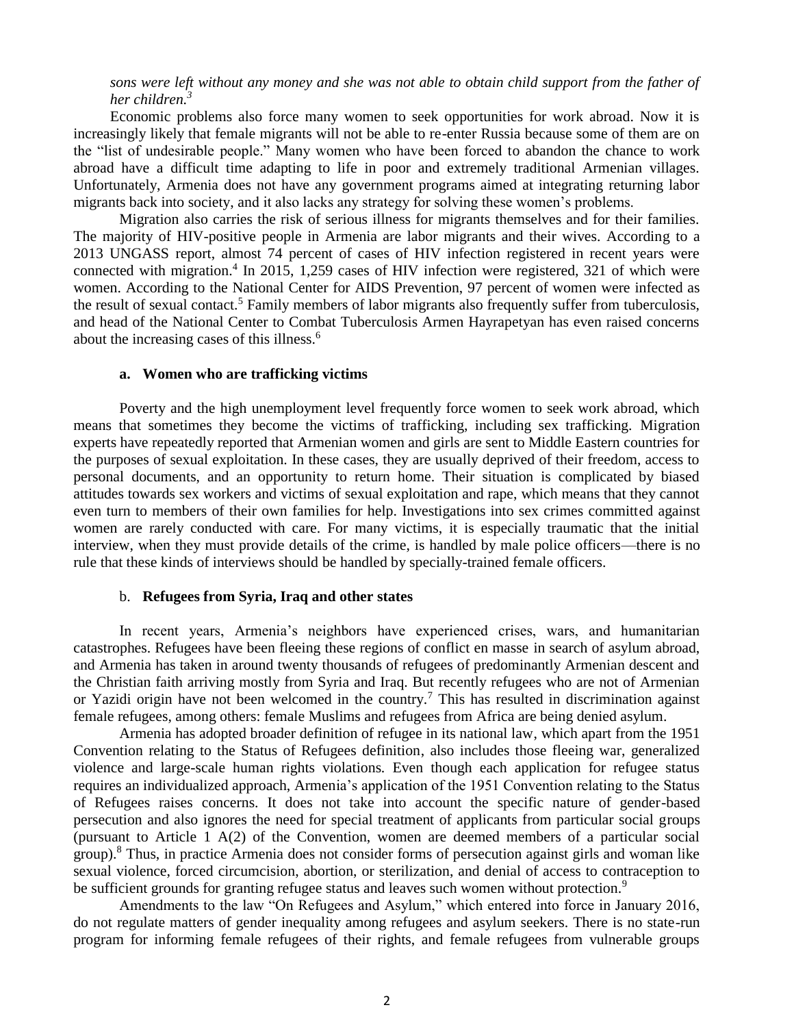*sons were left without any money and she was not able to obtain child support from the father of her children.*[3]

Economic problems also force many women to seek opportunities for work abroad. Now it is increasingly likely that female migrants will not be able to re-enter Russia because some of them are on the "list of undesirable people." Many women who have been forced to abandon the chance to work abroad have a difficult time adapting to life in poor and extremely traditional Armenian villages. Unfortunately, Armenia does not have any government programs aimed at integrating returning labor migrants back into society, and it also lacks any strategy for solving these women's problems.

Migration also carries the risk of serious illness for migrants themselves and for their families. The majority of HIV-positive people in Armenia are labor migrants and their wives. According to a 2013 UNGASS report, almost 74 percent of cases of HIV infection registered in recent years were connected with migration.[4] In 2015, 1,259 cases of HIV infection were registered, 321 of which were women. According to the National Center for AIDS Prevention, 97 percent of women were infected as the result of sexual contact.[5] Family members of labor migrants also frequently suffer from tuberculosis, and head of the National Center to Combat Tuberculosis Armen Hayrapetyan has even raised concerns about the increasing cases of this illness.[6]

### a. Women who are trafficking victims

Poverty and the high unemployment level frequently force women to seek work abroad, which means that sometimes they become the victims of trafficking, including sex trafficking. Migration experts have repeatedly reported that Armenian women and girls are sent to Middle Eastern countries for the purposes of sexual exploitation. In these cases, they are usually deprived of their freedom, access to personal documents, and an opportunity to return home. Their situation is complicated by biased attitudes towards sex workers and victims of sexual exploitation and rape, which means that they cannot even turn to members of their own families for help. Investigations into sex crimes committed against women are rarely conducted with care. For many victims, it is especially traumatic that the initial interview, when they must provide details of the crime, is handled by male police officers—there is no rule that these kinds of interviews should be handled by specially-trained female officers.

### b. Refugees from Syria, Iraq and other states

In recent years, Armenia's neighbors have experienced crises, wars, and humanitarian catastrophes. Refugees have been fleeing these regions of conflict en masse in search of asylum abroad, and Armenia has taken in around twenty thousands of refugees of predominantly Armenian descent and the Christian faith arriving mostly from Syria and Iraq. But recently refugees who are not of Armenian or Yazidi origin have not been welcomed in the country.[7] This has resulted in discrimination against female refugees, among others: female Muslims and refugees from Africa are being denied asylum.

Armenia has adopted broader definition of refugee in its national law, which apart from the 1951 Convention relating to the Status of Refugees definition, also includes those fleeing war, generalized violence and large-scale human rights violations. Even though each application for refugee status requires an individualized approach, Armenia's application of the 1951 Convention relating to the Status of Refugees raises concerns. It does not take into account the specific nature of gender-based persecution and also ignores the need for special treatment of applicants from particular social groups (pursuant to Article 1 A(2) of the Convention, women are deemed members of a particular social group).[8] Thus, in practice Armenia does not consider forms of persecution against girls and woman like sexual violence, forced circumcision, abortion, or sterilization, and denial of access to contraception to be sufficient grounds for granting refugee status and leaves such women without protection.[9]

Amendments to the law "On Refugees and Asylum," which entered into force in January 2016, do not regulate matters of gender inequality among refugees and asylum seekers. There is no state-run program for informing female refugees of their rights, and female refugees from vulnerable groups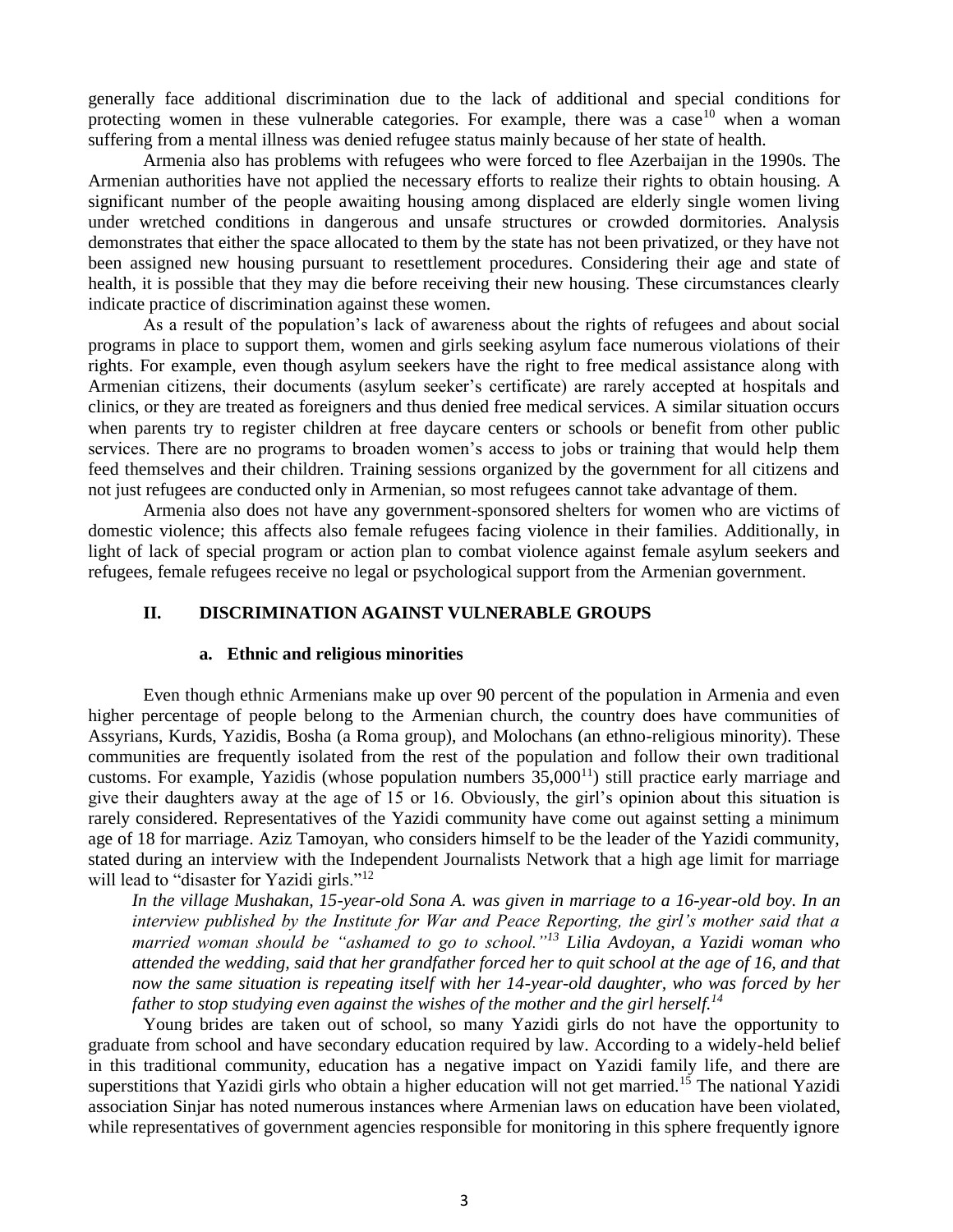generally face additional discrimination due to the lack of additional and special conditions for protecting women in these vulnerable categories. For example, there was a case[10] when a woman suffering from a mental illness was denied refugee status mainly because of her state of health.

Armenia also has problems with refugees who were forced to flee Azerbaijan in the 1990s. The Armenian authorities have not applied the necessary efforts to realize their rights to obtain housing. A significant number of the people awaiting housing among displaced are elderly single women living under wretched conditions in dangerous and unsafe structures or crowded dormitories. Analysis demonstrates that either the space allocated to them by the state has not been privatized, or they have not been assigned new housing pursuant to resettlement procedures. Considering their age and state of health, it is possible that they may die before receiving their new housing. These circumstances clearly indicate practice of discrimination against these women.

As a result of the population's lack of awareness about the rights of refugees and about social programs in place to support them, women and girls seeking asylum face numerous violations of their rights. For example, even though asylum seekers have the right to free medical assistance along with Armenian citizens, their documents (asylum seeker's certificate) are rarely accepted at hospitals and clinics, or they are treated as foreigners and thus denied free medical services. A similar situation occurs when parents try to register children at free daycare centers or schools or benefit from other public services. There are no programs to broaden women's access to jobs or training that would help them feed themselves and their children. Training sessions organized by the government for all citizens and not just refugees are conducted only in Armenian, so most refugees cannot take advantage of them.

Armenia also does not have any government-sponsored shelters for women who are victims of domestic violence; this affects also female refugees facing violence in their families. Additionally, in light of lack of special program or action plan to combat violence against female asylum seekers and refugees, female refugees receive no legal or psychological support from the Armenian government.

## II. DISCRIMINATION AGAINST VULNERABLE GROUPS

### a. Ethnic and religious minorities

Even though ethnic Armenians make up over 90 percent of the population in Armenia and even higher percentage of people belong to the Armenian church, the country does have communities of Assyrians, Kurds, Yazidis, Bosha (a Roma group), and Molochans (an ethno-religious minority). These communities are frequently isolated from the rest of the population and follow their own traditional customs. For example, Yazidis (whose population numbers 35,000[11]) still practice early marriage and give their daughters away at the age of 15 or 16. Obviously, the girl's opinion about this situation is rarely considered. Representatives of the Yazidi community have come out against setting a minimum age of 18 for marriage. Aziz Tamoyan, who considers himself to be the leader of the Yazidi community, stated during an interview with the Independent Journalists Network that a high age limit for marriage will lead to "disaster for Yazidi girls."[12]

*In the village Mushakan, 15-year-old Sona A. was given in marriage to a 16-year-old boy. In an interview published by the Institute for War and Peace Reporting, the girl's mother said that a married woman should be "ashamed to go to school."[13] Lilia Avdoyan, a Yazidi woman who attended the wedding, said that her grandfather forced her to quit school at the age of 16, and that now the same situation is repeating itself with her 14-year-old daughter, who was forced by her father to stop studying even against the wishes of the mother and the girl herself.[14]*

Young brides are taken out of school, so many Yazidi girls do not have the opportunity to graduate from school and have secondary education required by law. According to a widely-held belief in this traditional community, education has a negative impact on Yazidi family life, and there are superstitions that Yazidi girls who obtain a higher education will not get married.[15] The national Yazidi association Sinjar has noted numerous instances where Armenian laws on education have been violated, while representatives of government agencies responsible for monitoring in this sphere frequently ignore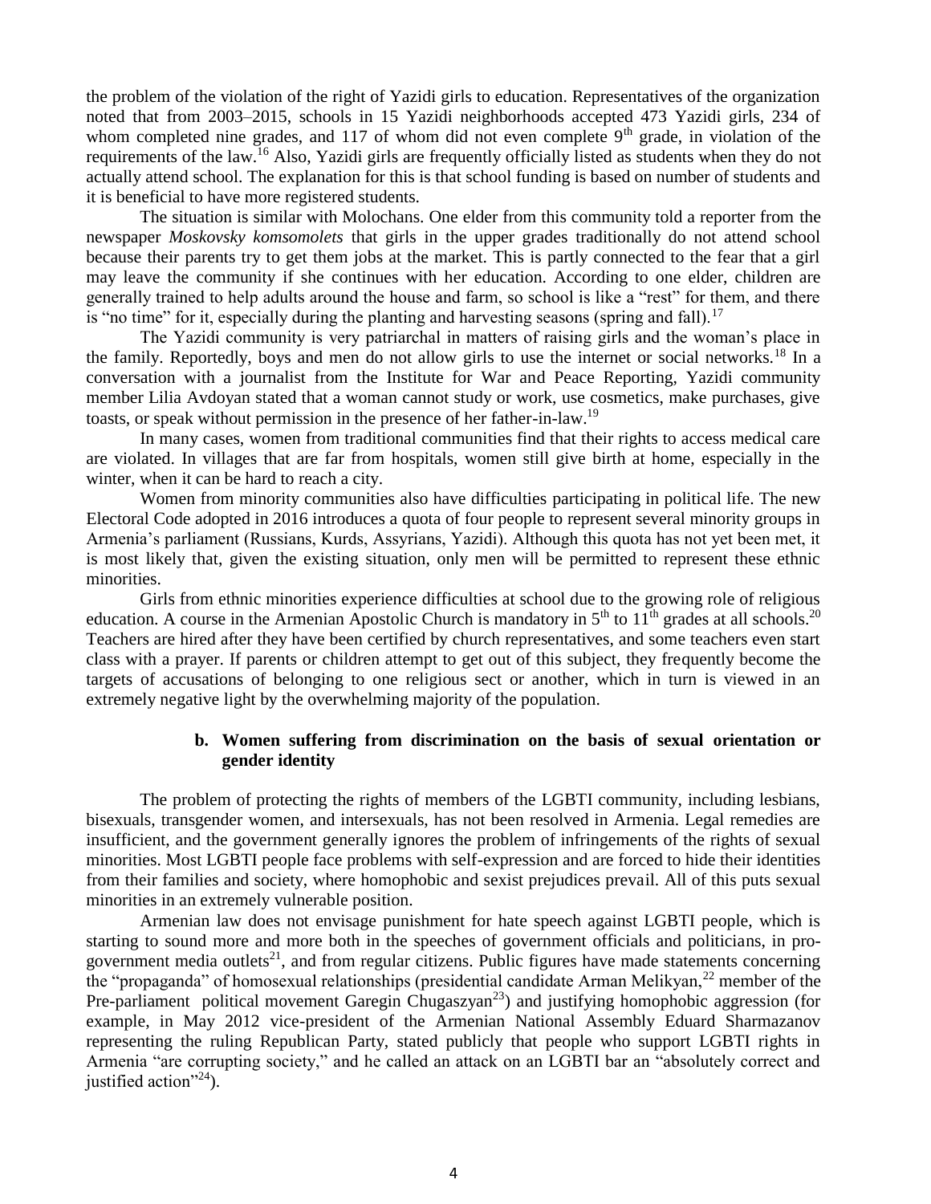the problem of the violation of the right of Yazidi girls to education. Representatives of the organization noted that from 2003–2015, schools in 15 Yazidi neighborhoods accepted 473 Yazidi girls, 234 of whom completed nine grades, and 117 of whom did not even complete 9th grade, in violation of the requirements of the law.[16] Also, Yazidi girls are frequently officially listed as students when they do not actually attend school. The explanation for this is that school funding is based on number of students and it is beneficial to have more registered students.

The situation is similar with Molochans. One elder from this community told a reporter from the newspaper *Moskovsky komsomolets* that girls in the upper grades traditionally do not attend school because their parents try to get them jobs at the market. This is partly connected to the fear that a girl may leave the community if she continues with her education. According to one elder, children are generally trained to help adults around the house and farm, so school is like a "rest" for them, and there is "no time" for it, especially during the planting and harvesting seasons (spring and fall).[17]

The Yazidi community is very patriarchal in matters of raising girls and the woman's place in the family. Reportedly, boys and men do not allow girls to use the internet or social networks.[18] In a conversation with a journalist from the Institute for War and Peace Reporting, Yazidi community member Lilia Avdoyan stated that a woman cannot study or work, use cosmetics, make purchases, give toasts, or speak without permission in the presence of her father-in-law.[19]

In many cases, women from traditional communities find that their rights to access medical care are violated. In villages that are far from hospitals, women still give birth at home, especially in the winter, when it can be hard to reach a city.

Women from minority communities also have difficulties participating in political life. The new Electoral Code adopted in 2016 introduces a quota of four people to represent several minority groups in Armenia's parliament (Russians, Kurds, Assyrians, Yazidi). Although this quota has not yet been met, it is most likely that, given the existing situation, only men will be permitted to represent these ethnic minorities.

Girls from ethnic minorities experience difficulties at school due to the growing role of religious education. A course in the Armenian Apostolic Church is mandatory in 5th to 11th grades at all schools.[20] Teachers are hired after they have been certified by church representatives, and some teachers even start class with a prayer. If parents or children attempt to get out of this subject, they frequently become the targets of accusations of belonging to one religious sect or another, which in turn is viewed in an extremely negative light by the overwhelming majority of the population.

### b. Women suffering from discrimination on the basis of sexual orientation or gender identity

The problem of protecting the rights of members of the LGBTI community, including lesbians, bisexuals, transgender women, and intersexuals, has not been resolved in Armenia. Legal remedies are insufficient, and the government generally ignores the problem of infringements of the rights of sexual minorities. Most LGBTI people face problems with self-expression and are forced to hide their identities from their families and society, where homophobic and sexist prejudices prevail. All of this puts sexual minorities in an extremely vulnerable position.

Armenian law does not envisage punishment for hate speech against LGBTI people, which is starting to sound more and more both in the speeches of government officials and politicians, in pro-government media outlets[21], and from regular citizens. Public figures have made statements concerning the "propaganda" of homosexual relationships (presidential candidate Arman Melikyan,[22] member of the Pre-parliament political movement Garegin Chugaszyan[23]) and justifying homophobic aggression (for example, in May 2012 vice-president of the Armenian National Assembly Eduard Sharmazanov representing the ruling Republican Party, stated publicly that people who support LGBTI rights in Armenia "are corrupting society," and he called an attack on an LGBTI bar an "absolutely correct and justified action"[24]).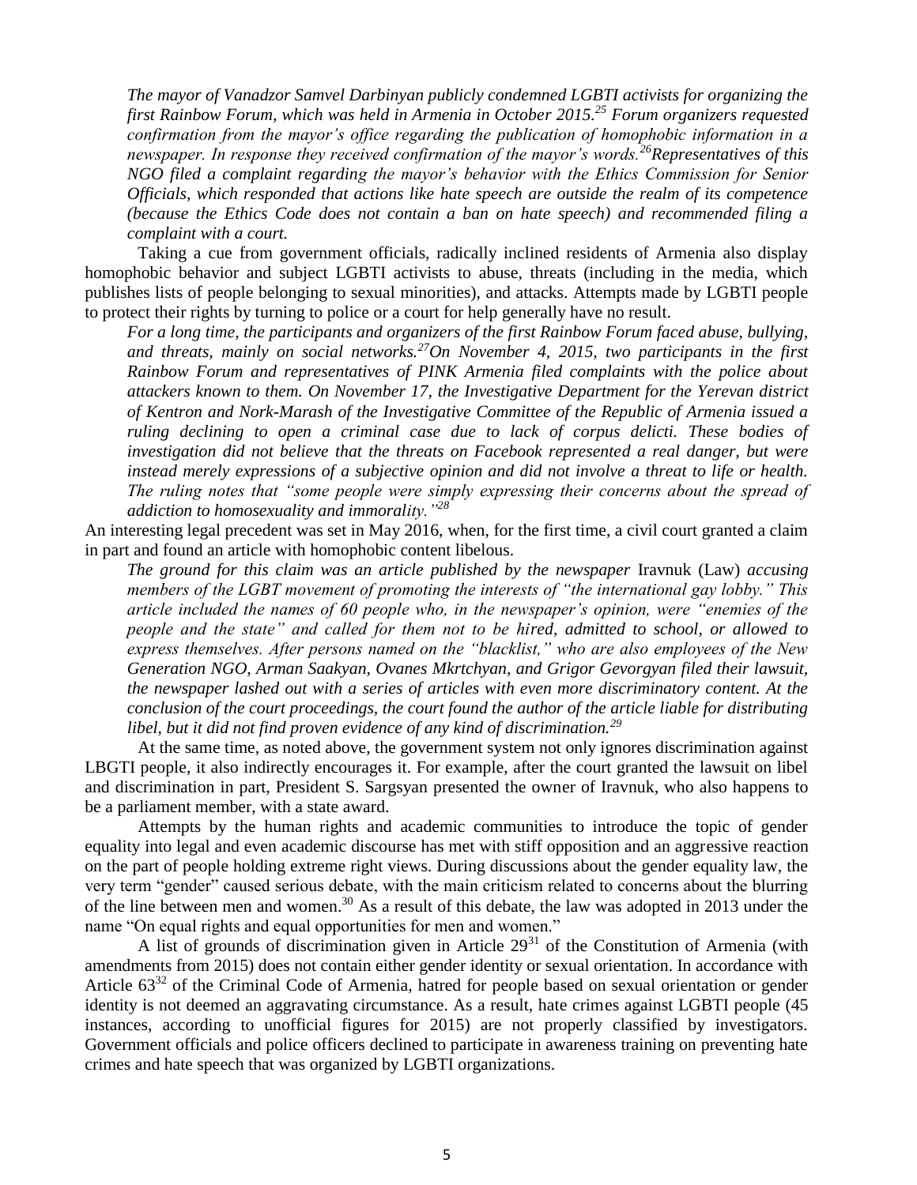*The mayor of Vanadzor Samvel Darbinyan publicly condemned LGBTI activists for organizing the first Rainbow Forum, which was held in Armenia in October 2015.[25] Forum organizers requested confirmation from the mayor's office regarding the publication of homophobic information in a newspaper. In response they received confirmation of the mayor's words.[26] Representatives of this NGO filed a complaint regarding the mayor's behavior with the Ethics Commission for Senior Officials, which responded that actions like hate speech are outside the realm of its competence (because the Ethics Code does not contain a ban on hate speech) and recommended filing a complaint with a court.*

Taking a cue from government officials, radically inclined residents of Armenia also display homophobic behavior and subject LGBTI activists to abuse, threats (including in the media, which publishes lists of people belonging to sexual minorities), and attacks. Attempts made by LGBTI people to protect their rights by turning to police or a court for help generally have no result.

*For a long time, the participants and organizers of the first Rainbow Forum faced abuse, bullying, and threats, mainly on social networks.[27] On November 4, 2015, two participants in the first Rainbow Forum and representatives of PINK Armenia filed complaints with the police about attackers known to them. On November 17, the Investigative Department for the Yerevan district of Kentron and Nork-Marash of the Investigative Committee of the Republic of Armenia issued a ruling declining to open a criminal case due to lack of corpus delicti. These bodies of investigation did not believe that the threats on Facebook represented a real danger, but were instead merely expressions of a subjective opinion and did not involve a threat to life or health. The ruling notes that "some people were simply expressing their concerns about the spread of addiction to homosexuality and immorality."[28]*

An interesting legal precedent was set in May 2016, when, for the first time, a civil court granted a claim in part and found an article with homophobic content libelous.

*The ground for this claim was an article published by the newspaper* Iravnuk (Law) *accusing members of the LGBT movement of promoting the interests of "the international gay lobby." This article included the names of 60 people who, in the newspaper's opinion, were "enemies of the people and the state" and called for them not to be hired, admitted to school, or allowed to express themselves. After persons named on the "blacklist," who are also employees of the New Generation NGO, Arman Saakyan, Ovanes Mkrtchyan, and Grigor Gevorgyan filed their lawsuit, the newspaper lashed out with a series of articles with even more discriminatory content. At the conclusion of the court proceedings, the court found the author of the article liable for distributing libel, but it did not find proven evidence of any kind of discrimination.[29]*

At the same time, as noted above, the government system not only ignores discrimination against LBGTI people, it also indirectly encourages it. For example, after the court granted the lawsuit on libel and discrimination in part, President S. Sargsyan presented the owner of Iravnuk, who also happens to be a parliament member, with a state award.

Attempts by the human rights and academic communities to introduce the topic of gender equality into legal and even academic discourse has met with stiff opposition and an aggressive reaction on the part of people holding extreme right views. During discussions about the gender equality law, the very term "gender" caused serious debate, with the main criticism related to concerns about the blurring of the line between men and women.[30] As a result of this debate, the law was adopted in 2013 under the name "On equal rights and equal opportunities for men and women."

A list of grounds of discrimination given in Article 29[31] of the Constitution of Armenia (with amendments from 2015) does not contain either gender identity or sexual orientation. In accordance with Article 63[32] of the Criminal Code of Armenia, hatred for people based on sexual orientation or gender identity is not deemed an aggravating circumstance. As a result, hate crimes against LGBTI people (45 instances, according to unofficial figures for 2015) are not properly classified by investigators. Government officials and police officers declined to participate in awareness training on preventing hate crimes and hate speech that was organized by LGBTI organizations.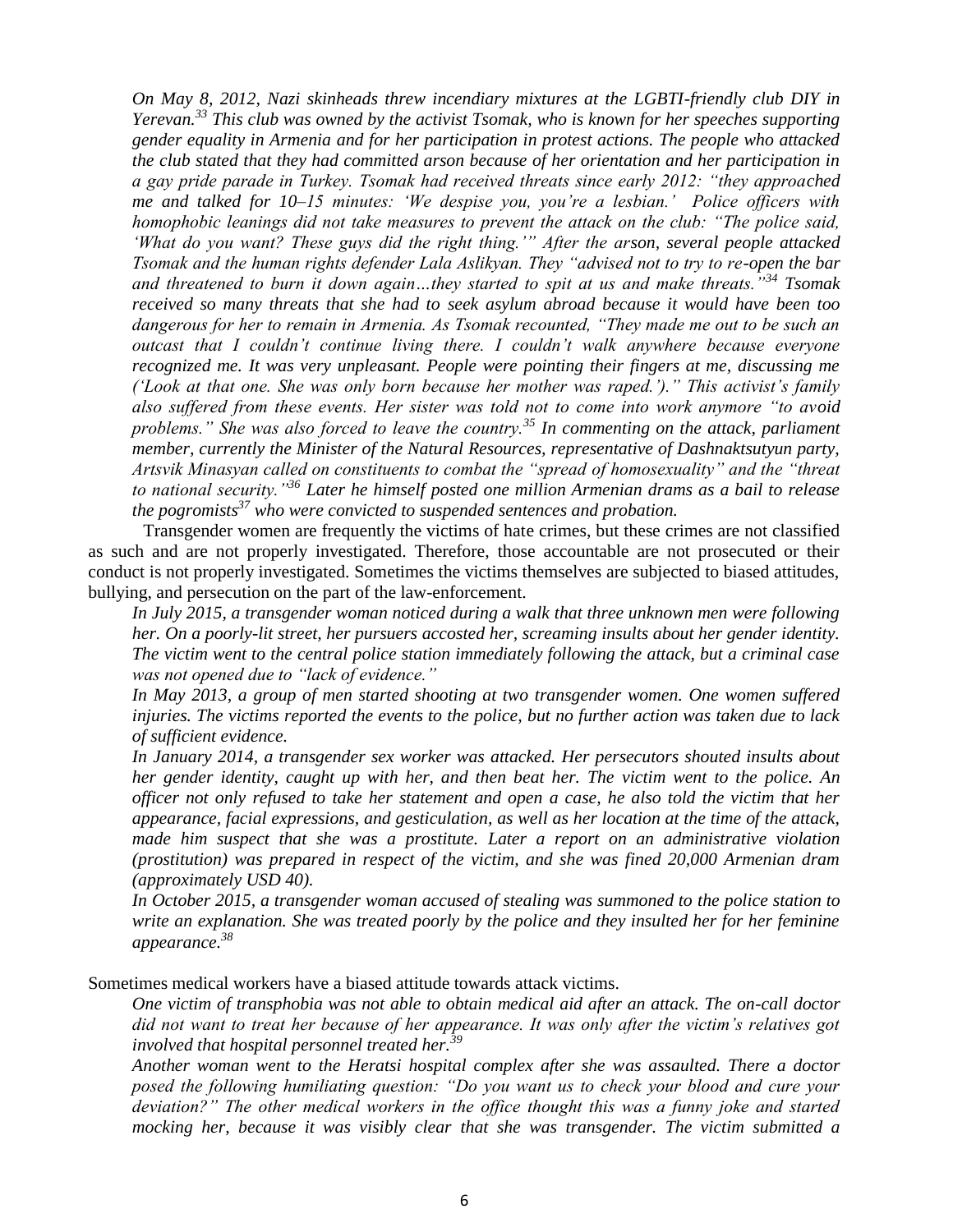*On May 8, 2012, Nazi skinheads threw incendiary mixtures at the LGBTI-friendly club DIY in Yerevan.*[33] *This club was owned by the activist Tsomak, who is known for her speeches supporting gender equality in Armenia and for her participation in protest actions. The people who attacked the club stated that they had committed arson because of her orientation and her participation in a gay pride parade in Turkey. Tsomak had received threats since early 2012: "they approached me and talked for 10–15 minutes: 'We despise you, you're a lesbian.' Police officers with homophobic leanings did not take measures to prevent the attack on the club: "The police said, 'What do you want? These guys did the right thing.'" After the arson, several people attacked Tsomak and the human rights defender Lala Aslikyan. They "advised not to try to re-open the bar and threatened to burn it down again…they started to spit at us and make threats."*[34] *Tsomak received so many threats that she had to seek asylum abroad because it would have been too dangerous for her to remain in Armenia. As Tsomak recounted, "They made me out to be such an outcast that I couldn't continue living there. I couldn't walk anywhere because everyone recognized me. It was very unpleasant. People were pointing their fingers at me, discussing me ('Look at that one. She was only born because her mother was raped.')." This activist's family also suffered from these events. Her sister was told not to come into work anymore "to avoid problems." She was also forced to leave the country.*[35] *In commenting on the attack, parliament member, currently the Minister of the Natural Resources, representative of Dashnaktsutyun party, Artsvik Minasyan called on constituents to combat the "spread of homosexuality" and the "threat to national security."*[36] *Later he himself posted one million Armenian drams as a bail to release the pogromists*[37] *who were convicted to suspended sentences and probation.*

Transgender women are frequently the victims of hate crimes, but these crimes are not classified as such and are not properly investigated. Therefore, those accountable are not prosecuted or their conduct is not properly investigated. Sometimes the victims themselves are subjected to biased attitudes, bullying, and persecution on the part of the law-enforcement.

*In July 2015, a transgender woman noticed during a walk that three unknown men were following her. On a poorly-lit street, her pursuers accosted her, screaming insults about her gender identity. The victim went to the central police station immediately following the attack, but a criminal case was not opened due to "lack of evidence."*

*In May 2013, a group of men started shooting at two transgender women. One women suffered injuries. The victims reported the events to the police, but no further action was taken due to lack of sufficient evidence.*

*In January 2014, a transgender sex worker was attacked. Her persecutors shouted insults about her gender identity, caught up with her, and then beat her. The victim went to the police. An officer not only refused to take her statement and open a case, he also told the victim that her appearance, facial expressions, and gesticulation, as well as her location at the time of the attack, made him suspect that she was a prostitute. Later a report on an administrative violation (prostitution) was prepared in respect of the victim, and she was fined 20,000 Armenian dram (approximately USD 40).*

*In October 2015, a transgender woman accused of stealing was summoned to the police station to write an explanation. She was treated poorly by the police and they insulted her for her feminine appearance.*[38]

Sometimes medical workers have a biased attitude towards attack victims.

*One victim of transphobia was not able to obtain medical aid after an attack. The on-call doctor did not want to treat her because of her appearance. It was only after the victim's relatives got involved that hospital personnel treated her.*[39]

*Another woman went to the Heratsi hospital complex after she was assaulted. There a doctor posed the following humiliating question: "Do you want us to check your blood and cure your deviation?" The other medical workers in the office thought this was a funny joke and started mocking her, because it was visibly clear that she was transgender. The victim submitted a*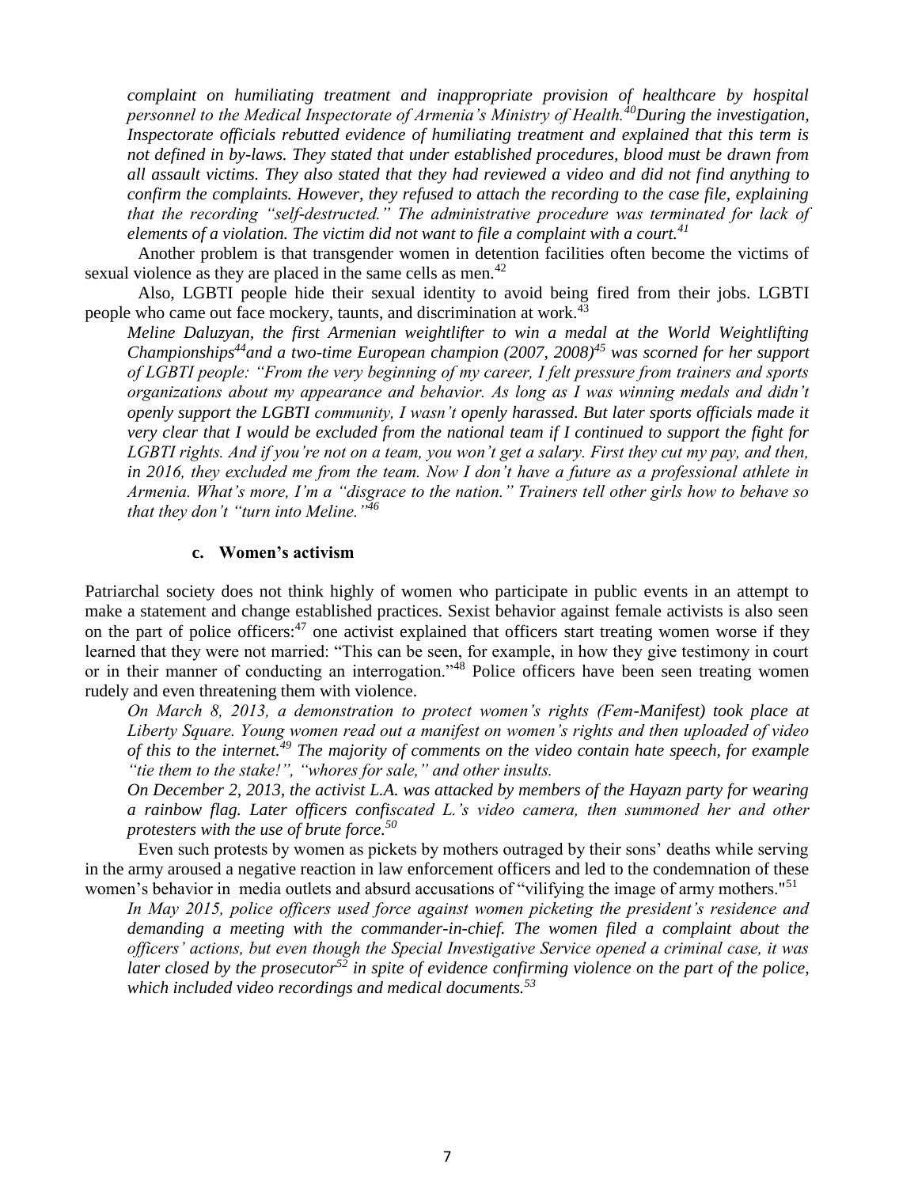*complaint on humiliating treatment and inappropriate provision of healthcare by hospital personnel to the Medical Inspectorate of Armenia's Ministry of Health.[40] During the investigation, Inspectorate officials rebutted evidence of humiliating treatment and explained that this term is not defined in by-laws. They stated that under established procedures, blood must be drawn from all assault victims. They also stated that they had reviewed a video and did not find anything to confirm the complaints. However, they refused to attach the recording to the case file, explaining that the recording "self-destructed." The administrative procedure was terminated for lack of elements of a violation. The victim did not want to file a complaint with a court.[41]*

Another problem is that transgender women in detention facilities often become the victims of sexual violence as they are placed in the same cells as men.[42]

Also, LGBTI people hide their sexual identity to avoid being fired from their jobs. LGBTI people who came out face mockery, taunts, and discrimination at work.[43]

*Meline Daluzyan, the first Armenian weightlifter to win a medal at the World Weightlifting Championships[44] and a two-time European champion (2007, 2008)[45] was scorned for her support of LGBTI people: "From the very beginning of my career, I felt pressure from trainers and sports organizations about my appearance and behavior. As long as I was winning medals and didn't openly support the LGBTI community, I wasn't openly harassed. But later sports officials made it very clear that I would be excluded from the national team if I continued to support the fight for LGBTI rights. And if you're not on a team, you won't get a salary. First they cut my pay, and then, in 2016, they excluded me from the team. Now I don't have a future as a professional athlete in Armenia. What's more, I'm a "disgrace to the nation." Trainers tell other girls how to behave so that they don't "turn into Meline."[46]*

### c. Women's activism

Patriarchal society does not think highly of women who participate in public events in an attempt to make a statement and change established practices. Sexist behavior against female activists is also seen on the part of police officers:[47] one activist explained that officers start treating women worse if they learned that they were not married: "This can be seen, for example, in how they give testimony in court or in their manner of conducting an interrogation."[48] Police officers have been seen treating women rudely and even threatening them with violence.

*On March 8, 2013, a demonstration to protect women's rights (Fem-Manifest) took place at Liberty Square. Young women read out a manifest on women's rights and then uploaded of video of this to the internet.[49] The majority of comments on the video contain hate speech, for example "tie them to the stake!", "whores for sale," and other insults.*

*On December 2, 2013, the activist L.A. was attacked by members of the Hayazn party for wearing a rainbow flag. Later officers confiscated L.'s video camera, then summoned her and other protesters with the use of brute force.[50]*

Even such protests by women as pickets by mothers outraged by their sons' deaths while serving in the army aroused a negative reaction in law enforcement officers and led to the condemnation of these women's behavior in media outlets and absurd accusations of "vilifying the image of army mothers."[51]

*In May 2015, police officers used force against women picketing the president's residence and demanding a meeting with the commander-in-chief. The women filed a complaint about the officers' actions, but even though the Special Investigative Service opened a criminal case, it was later closed by the prosecutor[52] in spite of evidence confirming violence on the part of the police, which included video recordings and medical documents.[53]*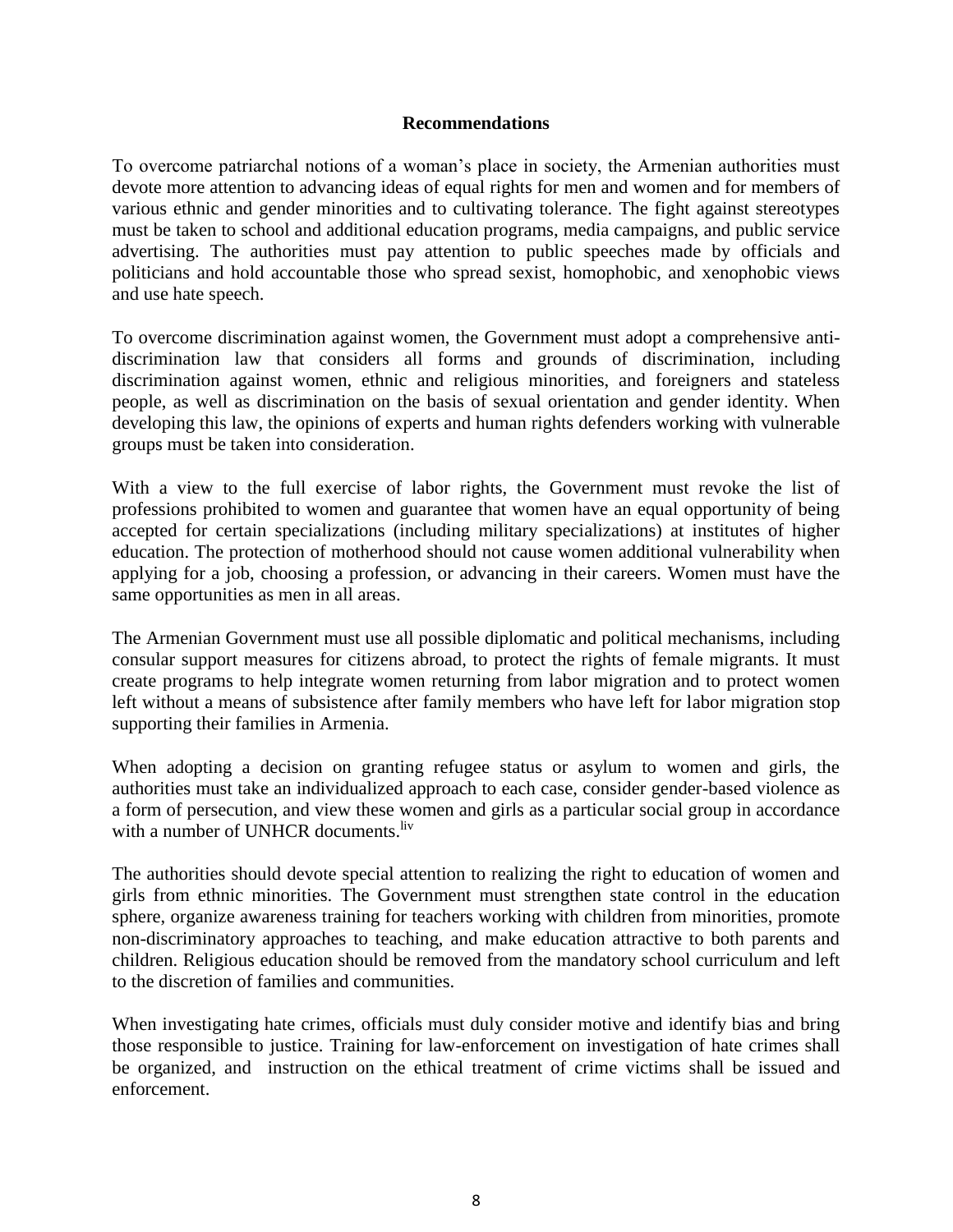## Recommendations

To overcome patriarchal notions of a woman's place in society, the Armenian authorities must devote more attention to advancing ideas of equal rights for men and women and for members of various ethnic and gender minorities and to cultivating tolerance. The fight against stereotypes must be taken to school and additional education programs, media campaigns, and public service advertising. The authorities must pay attention to public speeches made by officials and politicians and hold accountable those who spread sexist, homophobic, and xenophobic views and use hate speech.

To overcome discrimination against women, the Government must adopt a comprehensive anti-discrimination law that considers all forms and grounds of discrimination, including discrimination against women, ethnic and religious minorities, and foreigners and stateless people, as well as discrimination on the basis of sexual orientation and gender identity. When developing this law, the opinions of experts and human rights defenders working with vulnerable groups must be taken into consideration.

With a view to the full exercise of labor rights, the Government must revoke the list of professions prohibited to women and guarantee that women have an equal opportunity of being accepted for certain specializations (including military specializations) at institutes of higher education. The protection of motherhood should not cause women additional vulnerability when applying for a job, choosing a profession, or advancing in their careers. Women must have the same opportunities as men in all areas.

The Armenian Government must use all possible diplomatic and political mechanisms, including consular support measures for citizens abroad, to protect the rights of female migrants. It must create programs to help integrate women returning from labor migration and to protect women left without a means of subsistence after family members who have left for labor migration stop supporting their families in Armenia.

When adopting a decision on granting refugee status or asylum to women and girls, the authorities must take an individualized approach to each case, consider gender-based violence as a form of persecution, and view these women and girls as a particular social group in accordance with a number of UNHCR documents.[liv]

The authorities should devote special attention to realizing the right to education of women and girls from ethnic minorities. The Government must strengthen state control in the education sphere, organize awareness training for teachers working with children from minorities, promote non-discriminatory approaches to teaching, and make education attractive to both parents and children. Religious education should be removed from the mandatory school curriculum and left to the discretion of families and communities.

When investigating hate crimes, officials must duly consider motive and identify bias and bring those responsible to justice. Training for law-enforcement on investigation of hate crimes shall be organized, and instruction on the ethical treatment of crime victims shall be issued and enforcement.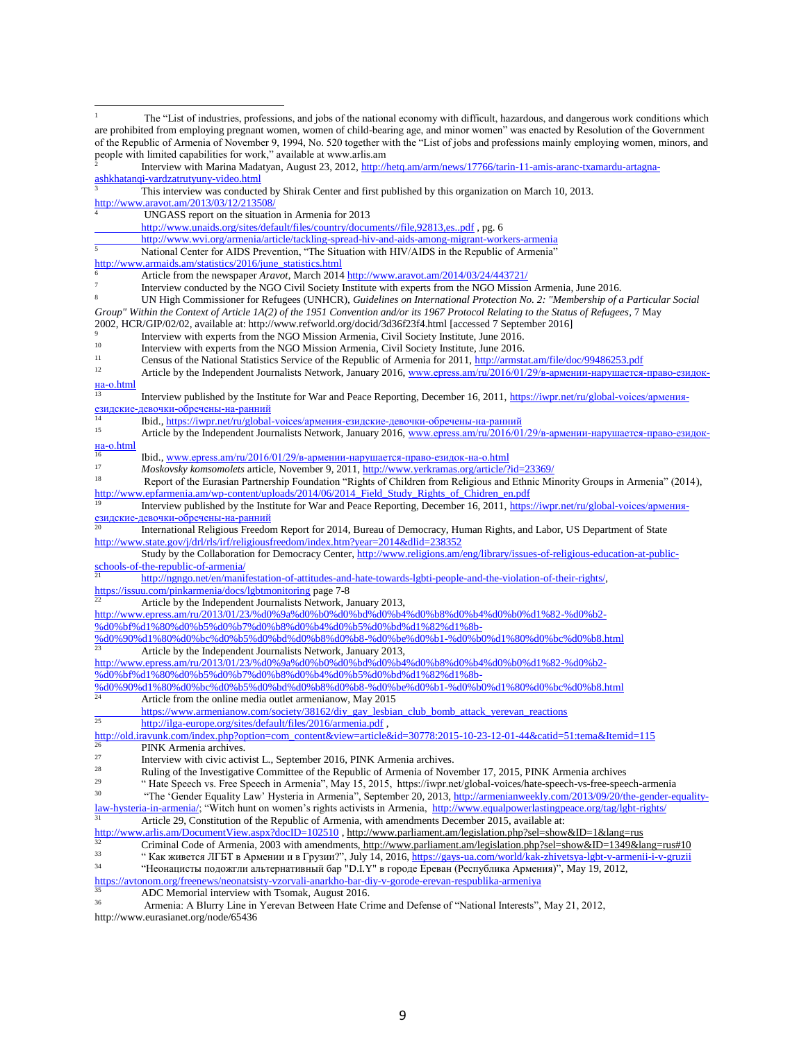[1] The "List of industries, professions, and jobs of the national economy with difficult, hazardous, and dangerous work conditions which are prohibited from employing pregnant women, women of child-bearing age, and minor women" was enacted by Resolution of the Government of the Republic of Armenia of November 9, 1994, No. 520 together with the "List of jobs and professions mainly employing women, minors, and people with limited capabilities for work," available at www.arlis.am

[2] Interview with Marina Madatyan, August 23, 2012, http://hetq.am/arm/news/17766/tarin-11-amis-aranc-txamardu-artagna-ashkhatanqi-vardzatrutyuny-video.html

[3] This interview was conducted by Shirak Center and first published by this organization on March 10, 2013. http://www.aravot.am/2013/03/12/213508/

[4] UNGASS report on the situation in Armenia for 2013
http://www.unaids.org/sites/default/files/country/documents//file,92813,es..pdf , pg. 6
http://www.wvi.org/armenia/article/tackling-spread-hiv-and-aids-among-migrant-workers-armenia

[5] National Center for AIDS Prevention, "The Situation with HIV/AIDS in the Republic of Armenia" http://www.armaids.am/statistics/2016/june_statistics.html

[6] Article from the newspaper *Aravot*, March 2014 http://www.aravot.am/2014/03/24/443721/

[7] Interview conducted by the NGO Civil Society Institute with experts from the NGO Mission Armenia, June 2016.

[8] UN High Commissioner for Refugees (UNHCR), *Guidelines on International Protection No. 2: "Membership of a Particular Social Group" Within the Context of Article 1A(2) of the 1951 Convention and/or its 1967 Protocol Relating to the Status of Refugees*, 7 May 2002, HCR/GIP/02/02, available at: http://www.refworld.org/docid/3d36f23f4.html [accessed 7 September 2016]

[9] Interview with experts from the NGO Mission Armenia, Civil Society Institute, June 2016.

[10] Interview with experts from the NGO Mission Armenia, Civil Society Institute, June 2016.

[11] Census of the National Statistics Service of the Republic of Armenia for 2011, http://armstat.am/file/doc/99486253.pdf

[12] Article by the Independent Journalists Network, January 2016, www.epress.am/ru/2016/01/29/в-армении-нарушается-право-езидок-на-о.html

[13] Interview published by the Institute for War and Peace Reporting, December 16, 2011, https://iwpr.net/ru/global-voices/армения-езидские-девочки-обречены-на-ранний

[14] Ibid., https://iwpr.net/ru/global-voices/армения-езидские-девочки-обречены-на-ранний

[15] Article by the Independent Journalists Network, January 2016, www.epress.am/ru/2016/01/29/в-армении-нарушается-право-езидок-на-о.html

[16] Ibid., www.epress.am/ru/2016/01/29/в-армении-нарушается-право-езидок-на-о.html

[17] *Moskovsky komsomolets* article, November 9, 2011, http://www.yerkramas.org/article/?id=23369/

[18] Report of the Eurasian Partnership Foundation "Rights of Children from Religious and Ethnic Minority Groups in Armenia" (2014), http://www.epfarmenia.am/wp-content/uploads/2014/06/2014_Field_Study_Rights_of_Chidren_en.pdf

[19] Interview published by the Institute for War and Peace Reporting, December 16, 2011, https://iwpr.net/ru/global-voices/армения-езидские-девочки-обречены-на-ранний

[20] International Religious Freedom Report for 2014, Bureau of Democracy, Human Rights, and Labor, US Department of State http://www.state.gov/j/drl/rls/irf/religiousfreedom/index.htm?year=2014&dlid=238352
Study by the Collaboration for Democracy Center, http://www.religions.am/eng/library/issues-of-religious-education-at-public-schools-of-the-republic-of-armenia/

[21] http://ngngo.net/en/manifestation-of-attitudes-and-hate-towards-lgbti-people-and-the-violation-of-their-rights/, https://issuu.com/pinkarmenia/docs/lgbtmonitoring page 7-8

[22] Article by the Independent Journalists Network, January 2013, http://www.epress.am/ru/2013/01/23/%d0%9a%d0%b0%d0%bd%d0%b4%d0%b8%d0%b4%d0%b0%d1%82-%d0%b2-%d0%bf%d1%80%d0%b5%d0%b7%d0%b8%d0%b4%d0%b5%d0%bd%d1%82%d1%8b-%d0%90%d1%80%d0%bc%d0%b5%d0%bd%d0%b8%d0%b8-%d0%be%d0%b1-%d0%b0%d1%80%d0%bc%d0%b8.html

[23] Article by the Independent Journalists Network, January 2013, http://www.epress.am/ru/2013/01/23/%d0%9a%d0%b0%d0%bd%d0%b4%d0%b8%d0%b4%d0%b0%d1%82-%d0%b2-%d0%bf%d1%80%d0%b5%d0%b7%d0%b8%d0%b4%d0%b5%d0%bd%d1%82%d1%8b-%d0%90%d1%80%d0%bc%d0%b5%d0%bd%d0%b8%d0%b8-%d0%be%d0%b1-%d0%b0%d1%80%d0%bc%d0%b8.html

[24] Article from the online media outlet armenianow, May 2015
https://www.armenianow.com/society/38162/diy_gay_lesbian_club_bomb_attack_yerevan_reactions

[25] http://ilga-europe.org/sites/default/files/2016/armenia.pdf , http://old.iravunk.com/index.php?option=com_content&view=article&id=30778:2015-10-23-12-01-44&catid=51:tema&Itemid=115

[26] PINK Armenia archives.

[27] Interview with civic activist L., September 2016, PINK Armenia archives.

[28] Ruling of the Investigative Committee of the Republic of Armenia of November 17, 2015, PINK Armenia archives

[29] " Hate Speech vs. Free Speech in Armenia", May 15, 2015, https://iwpr.net/global-voices/hate-speech-vs-free-speech-armenia

[30] "The 'Gender Equality Law' Hysteria in Armenia", September 20, 2013, http://armenianweekly.com/2013/09/20/the-gender-equality-law-hysteria-in-armenia/; "Witch hunt on women's rights activists in Armenia, http://www.equalpowerlastingpeace.org/tag/lgbt-rights/

[31] Article 29, Constitution of the Republic of Armenia, with amendments December 2015, available at: http://www.arlis.am/DocumentView.aspx?docID=102510 , http://www.parliament.am/legislation.php?sel=show&ID=1&lang=rus

[32] Criminal Code of Armenia, 2003 with amendments, http://www.parliament.am/legislation.php?sel=show&ID=1349&lang=rus#10

[33] " Как живется ЛГБТ в Армении и в Грузии?", July 14, 2016, https://gays-ua.com/world/kak-zhivetsya-lgbt-v-armenii-i-v-gruzii

[34] "Неонацисты подожгли альтернативный бар "D.I.Y" в городе Ереван (Республика Армения)", May 19, 2012, https://avtonom.org/freenews/neonatsisty-vzorvali-anarkho-bar-diy-v-gorode-erevan-respublika-armeniya

[35] ADC Memorial interview with Tsomak, August 2016.

[36] Armenia: A Blurry Line in Yerevan Between Hate Crime and Defense of "National Interests", May 21, 2012, http://www.eurasianet.org/node/65436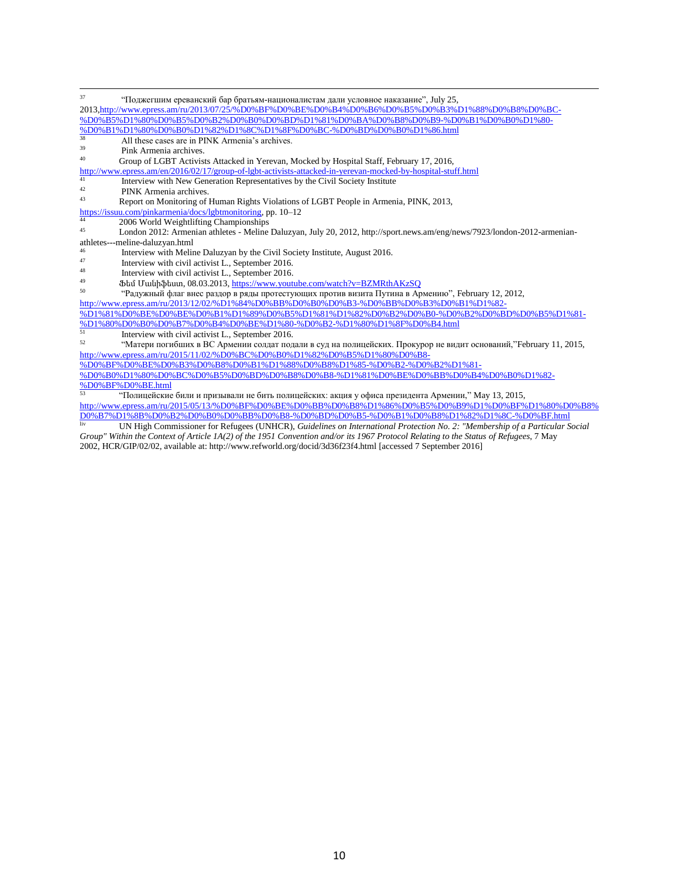[37] "Поджегшим ереванский бар братьям-националистам дали условное наказание", July 25, 2013,http://www.epress.am/ru/2013/07/25/%D0%BF%D0%BE%D0%B4%D0%B6%D0%B5%D0%B3%D1%88%D0%B8%D0%BC-%D0%B5%D1%80%D0%B5%D0%B2%D0%B0%D0%BD%D1%81%D0%BA%D0%B8%D0%B9-%D0%B1%D0%B0%D1%80-%D0%B1%D1%80%D0%B0%D1%82%D1%8C%D1%8F%D0%BC-%D0%BD%D0%B0%D1%86.html

[38] All these cases are in PINK Armenia's archives.

[39] Pink Armenia archives.

[40] Group of LGBT Activists Attacked in Yerevan, Mocked by Hospital Staff, February 17, 2016, http://www.epress.am/en/2016/02/17/group-of-lgbt-activists-attacked-in-yerevan-mocked-by-hospital-stuff.html

[41] Interview with New Generation Representatives by the Civil Society Institute

[42] PINK Armenia archives.

[43] Report on Monitoring of Human Rights Violations of LGBT People in Armenia, PINK, 2013, https://issuu.com/pinkarmenia/docs/lgbtmonitoring, pp. 10–12

[44] 2006 World Weightlifting Championships

[45] London 2012: Armenian athletes - Meline Daluzyan, July 20, 2012, http://sport.news.am/eng/news/7923/london-2012-armenian-athletes---meline-daluzyan.html

[46] Interview with Meline Daluzyan by the Civil Society Institute, August 2016.

[47] Interview with civil activist L., September 2016.

[48] Interview with civil activist L., September 2016.

[49] Ֆեմ Սանիփեստ, 08.03.2013, https://www.youtube.com/watch?v=BZMRthAKzSQ

[50] "Радужный флаг внес раздор в ряды протестующих против визита Путина в Армению", February 12, 2012, http://www.epress.am/ru/2013/12/02/%D1%84%D0%BB%D0%B0%D0%B3-%D0%BB%D0%B3%D0%B1%D1%82-%D1%81%D0%BE%D0%BE%D0%B1%D1%89%D0%B5%D1%81%D1%82%D0%B2%D0%B0-%D0%B2%D0%BD%D0%B5%D1%81-%D1%80%D0%B0%D0%B7%D0%B4%D0%BE%D1%80-%D0%B2-%D1%80%D1%8F%D0%B4.html

[51] Interview with civil activist L., September 2016.

[52] "Матери погибших в ВС Армении солдат подали в суд на полицейских. Прокурор не видит оснований,"February 11, 2015, http://www.epress.am/ru/2015/11/02/%D0%BC%D0%B0%D1%82%D0%B5%D1%80%D0%B8-%D0%BF%D0%BE%D0%B3%D0%B8%D0%B1%D1%88%D0%B8%D1%85-%D0%B2-%D0%B2%D1%81-%D0%B0%D1%80%D0%BC%D0%B5%D0%BD%D0%B8%D0%B8-%D1%81%D0%BE%D0%BB%D0%B4%D0%B0%D1%82-%D0%BF%D0%BE.html

[53] "Полицейские били и призывали не бить полицейских: акция у офиса президента Армении," May 13, 2015, http://www.epress.am/2015/05/13/%D0%BF%D0%BE%D0%BB%D0%B8%D1%86%D0%B5%D0%B9%D1%81%D0%BF%D1%80%D0%B8%D0%B7%D1%8B%D0%B2%D0%B0%D0%BB%D0%B8-%D0%BD%D0%B5-%D0%B1%D0%B8%D1%82%D1%8C-%D0%BF.html

[liv] UN High Commissioner for Refugees (UNHCR), *Guidelines on International Protection No. 2: "Membership of a Particular Social Group" Within the Context of Article 1A(2) of the 1951 Convention and/or its 1967 Protocol Relating to the Status of Refugees*, 7 May 2002, HCR/GIP/02/02, available at: http://www.refworld.org/docid/3d36f23f4.html [accessed 7 September 2016]